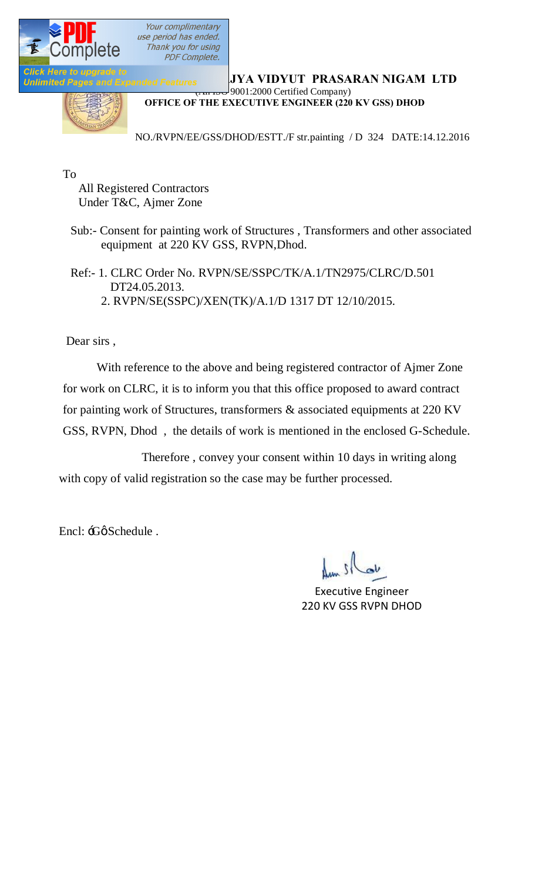**JYA VIDYUT PRASARAN NIGAM LTD**

9001:2000 Certified Company)

**OFFICE OF THE EXECUTIVE ENGINEER (220 KV GSS) DHOD**

NO./RVPN/EE/GSS/DHOD/ESTT./F str.painting / D 324 DATE:14.12.2016

To

All Registered Contractors
Under T&C, Ajmer Zone

Sub:- Consent for painting work of Structures , Transformers and other associated equipment at 220 KV GSS, RVPN,Dhod.

Ref:- 1. CLRC Order No. RVPN/SE/SSPC/TK/A.1/TN2975/CLRC/D.501 DT24.05.2013.
2. RVPN/SE(SSPC)/XEN(TK)/A.1/D 1317 DT 12/10/2015.

Dear sirs ,

With reference to the above and being registered contractor of Ajmer Zone for work on CLRC, it is to inform you that this office proposed to award contract for painting work of Structures, transformers & associated equipments at 220 KV GSS, RVPN, Dhod , the details of work is mentioned in the enclosed G-Schedule.

Therefore , convey your consent within 10 days in writing along with copy of valid registration so the case may be further processed.

Encl: 'G' Schedule .

Executive Engineer
220 KV GSS RVPN DHOD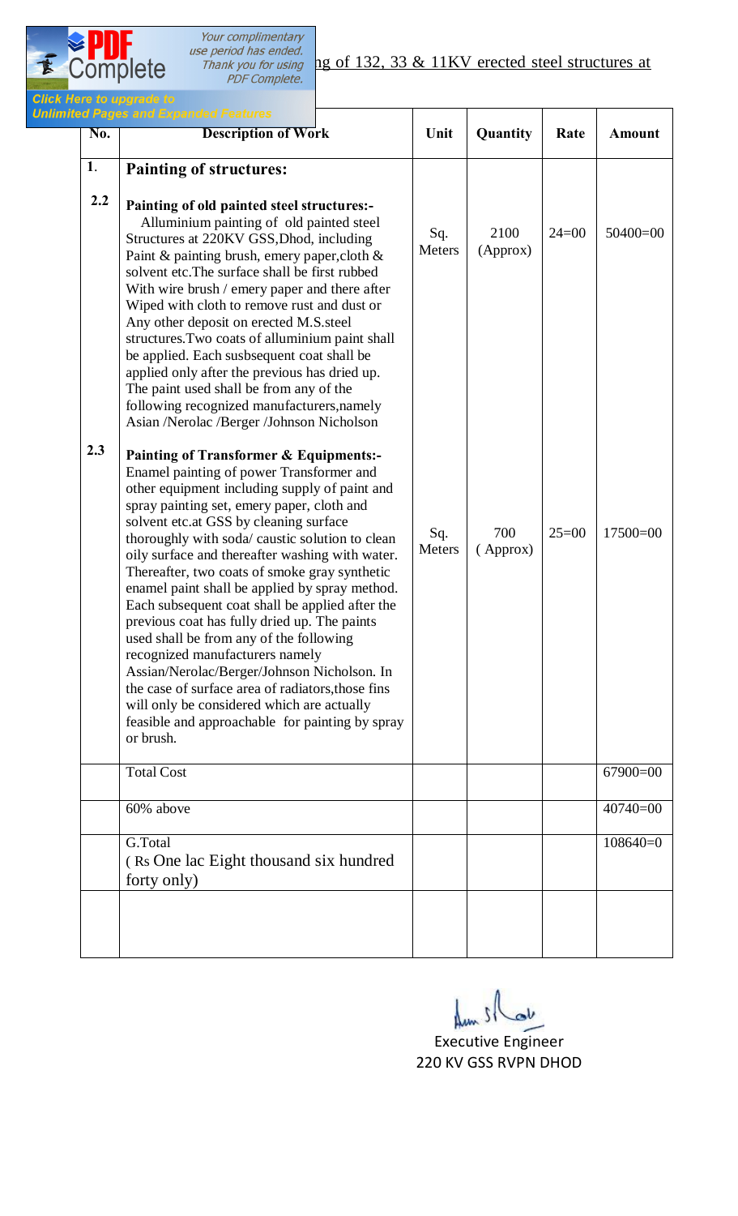ng of 132, 33 & 11KV erected steel structures at

| No. | Description of Work | Unit | Quantity | Rate | Amount |
|---|---|---|---|---|---|
| 1. | **Painting of structures:** | | | | |
| 2.2 | **Painting of old painted steel structures:-** Alluminium painting of old painted steel Structures at 220KV GSS,Dhod, including Paint & painting brush, emery paper,cloth & solvent etc.The surface shall be first rubbed With wire brush / emery paper and there after Wiped with cloth to remove rust and dust or Any other deposit on erected M.S.steel structures.Two coats of alluminium paint shall be applied. Each susbsequent coat shall be applied only after the previous has dried up. The paint used shall be from any of the following recognized manufacturers,namely Asian /Nerolac /Berger /Johnson Nicholson | Sq. Meters | 2100 (Approx) | 24=00 | 50400=00 |
| 2.3 | **Painting of Transformer & Equipments:-** Enamel painting of power Transformer and other equipment including supply of paint and spray painting set, emery paper, cloth and solvent etc.at GSS by cleaning surface thoroughly with soda/ caustic solution to clean oily surface and thereafter washing with water. Thereafter, two coats of smoke gray synthetic enamel paint shall be applied by spray method. Each subsequent coat shall be applied after the previous coat has fully dried up. The paints used shall be from any of the following recognized manufacturers namely Assian/Nerolac/Berger/Johnson Nicholson. In the case of surface area of radiators,those fins will only be considered which are actually feasible and approachable for painting by spray or brush. | Sq. Meters | 700 ( Approx) | 25=00 | 17500=00 |
| | Total Cost | | | | 67900=00 |
| | 60% above | | | | 40740=00 |
| | G.Total ( Rs One lac Eight thousand six hundred forty only) | | | | 108640=0 |
| | | | | | |

Executive Engineer
220 KV GSS RVPN DHOD